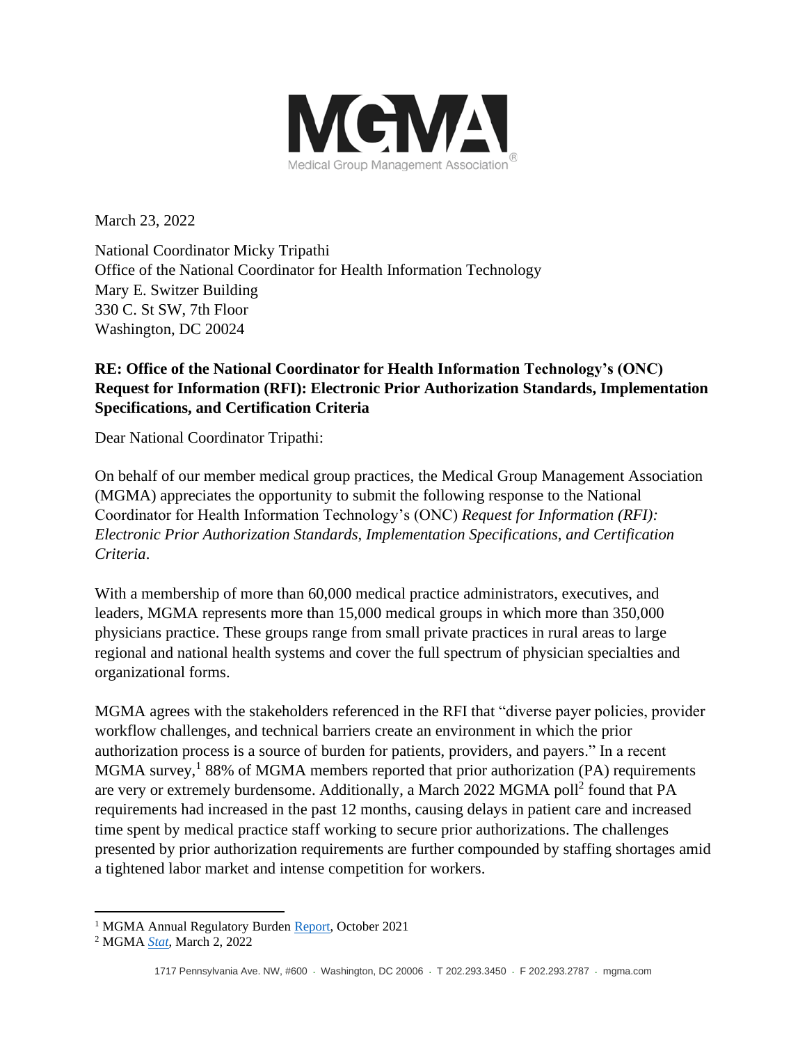MGMA

Medical Group Management Association®

March 23, 2022

National Coordinator Micky Tripathi
Office of the National Coordinator for Health Information Technology
Mary E. Switzer Building
330 C. St SW, 7th Floor
Washington, DC 20024

**RE: Office of the National Coordinator for Health Information Technology's (ONC) Request for Information (RFI): Electronic Prior Authorization Standards, Implementation Specifications, and Certification Criteria**

Dear National Coordinator Tripathi:

On behalf of our member medical group practices, the Medical Group Management Association (MGMA) appreciates the opportunity to submit the following response to the National Coordinator for Health Information Technology's (ONC) *Request for Information (RFI): Electronic Prior Authorization Standards, Implementation Specifications, and Certification Criteria*.

With a membership of more than 60,000 medical practice administrators, executives, and leaders, MGMA represents more than 15,000 medical groups in which more than 350,000 physicians practice. These groups range from small private practices in rural areas to large regional and national health systems and cover the full spectrum of physician specialties and organizational forms.

MGMA agrees with the stakeholders referenced in the RFI that "diverse payer policies, provider workflow challenges, and technical barriers create an environment in which the prior authorization process is a source of burden for patients, providers, and payers." In a recent MGMA survey,[1] 88% of MGMA members reported that prior authorization (PA) requirements are very or extremely burdensome. Additionally, a March 2022 MGMA poll[2] found that PA requirements had increased in the past 12 months, causing delays in patient care and increased time spent by medical practice staff working to secure prior authorizations. The challenges presented by prior authorization requirements are further compounded by staffing shortages amid a tightened labor market and intense competition for workers.

---

[1] MGMA Annual Regulatory Burden Report, October 2021

[2] MGMA *Stat*, March 2, 2022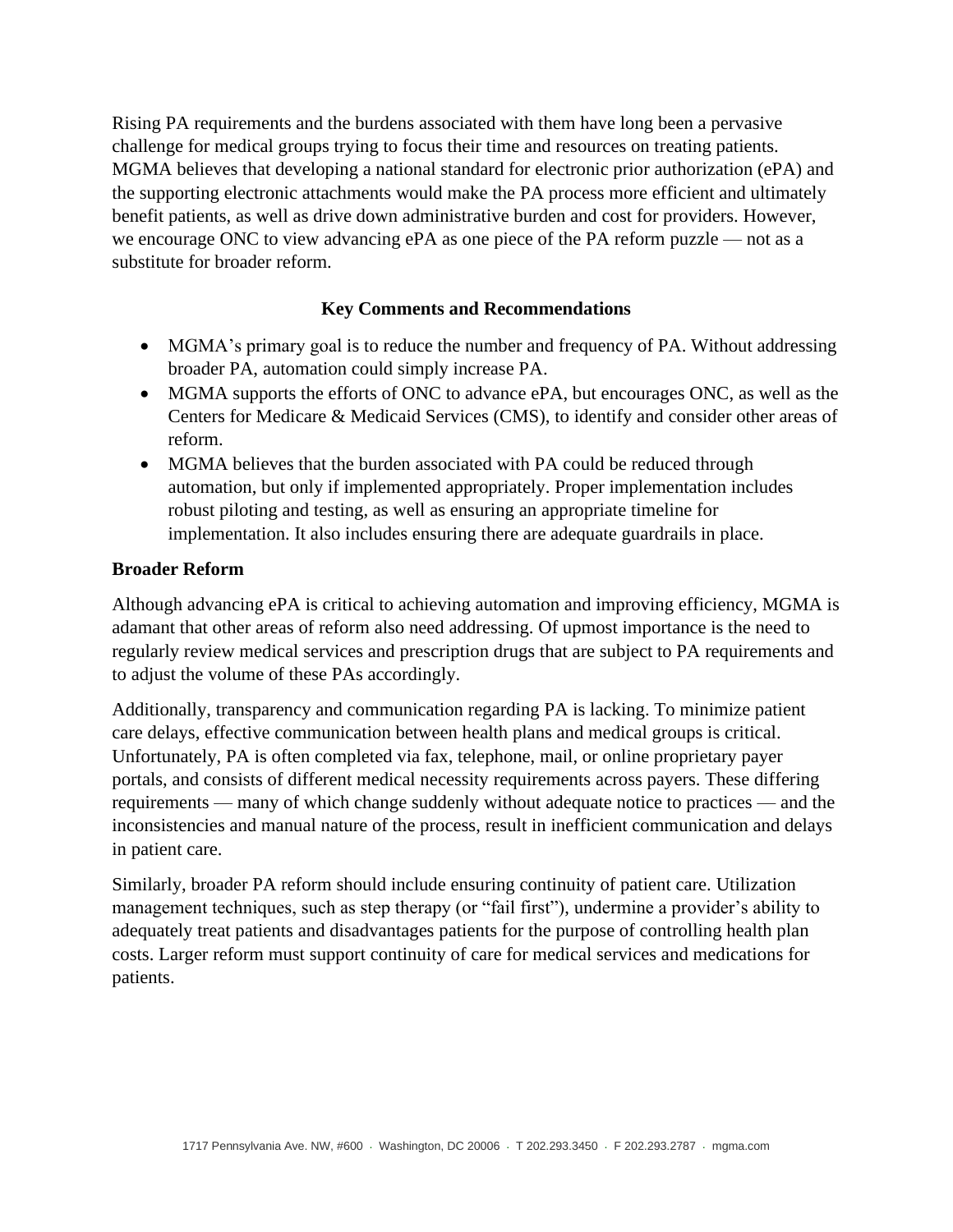Rising PA requirements and the burdens associated with them have long been a pervasive challenge for medical groups trying to focus their time and resources on treating patients. MGMA believes that developing a national standard for electronic prior authorization (ePA) and the supporting electronic attachments would make the PA process more efficient and ultimately benefit patients, as well as drive down administrative burden and cost for providers. However, we encourage ONC to view advancing ePA as one piece of the PA reform puzzle — not as a substitute for broader reform.

**Key Comments and Recommendations**

- MGMA's primary goal is to reduce the number and frequency of PA. Without addressing broader PA, automation could simply increase PA.
- MGMA supports the efforts of ONC to advance ePA, but encourages ONC, as well as the Centers for Medicare & Medicaid Services (CMS), to identify and consider other areas of reform.
- MGMA believes that the burden associated with PA could be reduced through automation, but only if implemented appropriately. Proper implementation includes robust piloting and testing, as well as ensuring an appropriate timeline for implementation. It also includes ensuring there are adequate guardrails in place.

**Broader Reform**

Although advancing ePA is critical to achieving automation and improving efficiency, MGMA is adamant that other areas of reform also need addressing. Of upmost importance is the need to regularly review medical services and prescription drugs that are subject to PA requirements and to adjust the volume of these PAs accordingly.

Additionally, transparency and communication regarding PA is lacking. To minimize patient care delays, effective communication between health plans and medical groups is critical. Unfortunately, PA is often completed via fax, telephone, mail, or online proprietary payer portals, and consists of different medical necessity requirements across payers. These differing requirements — many of which change suddenly without adequate notice to practices — and the inconsistencies and manual nature of the process, result in inefficient communication and delays in patient care.

Similarly, broader PA reform should include ensuring continuity of patient care. Utilization management techniques, such as step therapy (or "fail first"), undermine a provider's ability to adequately treat patients and disadvantages patients for the purpose of controlling health plan costs. Larger reform must support continuity of care for medical services and medications for patients.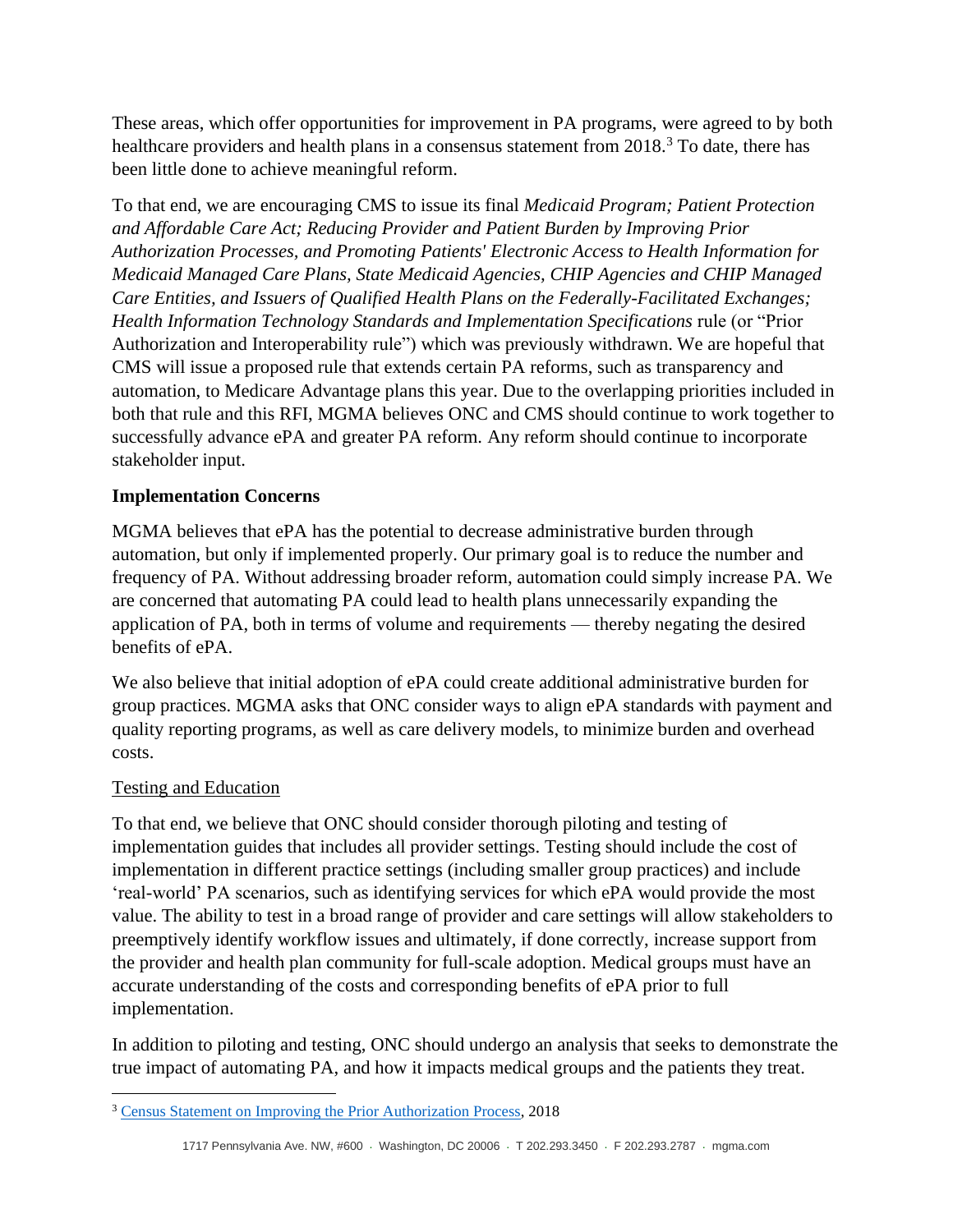These areas, which offer opportunities for improvement in PA programs, were agreed to by both healthcare providers and health plans in a consensus statement from 2018.[3] To date, there has been little done to achieve meaningful reform.

To that end, we are encouraging CMS to issue its final *Medicaid Program; Patient Protection and Affordable Care Act; Reducing Provider and Patient Burden by Improving Prior Authorization Processes, and Promoting Patients' Electronic Access to Health Information for Medicaid Managed Care Plans, State Medicaid Agencies, CHIP Agencies and CHIP Managed Care Entities, and Issuers of Qualified Health Plans on the Federally-Facilitated Exchanges; Health Information Technology Standards and Implementation Specifications* rule (or "Prior Authorization and Interoperability rule") which was previously withdrawn. We are hopeful that CMS will issue a proposed rule that extends certain PA reforms, such as transparency and automation, to Medicare Advantage plans this year. Due to the overlapping priorities included in both that rule and this RFI, MGMA believes ONC and CMS should continue to work together to successfully advance ePA and greater PA reform. Any reform should continue to incorporate stakeholder input.

**Implementation Concerns**

MGMA believes that ePA has the potential to decrease administrative burden through automation, but only if implemented properly. Our primary goal is to reduce the number and frequency of PA. Without addressing broader reform, automation could simply increase PA. We are concerned that automating PA could lead to health plans unnecessarily expanding the application of PA, both in terms of volume and requirements — thereby negating the desired benefits of ePA.

We also believe that initial adoption of ePA could create additional administrative burden for group practices. MGMA asks that ONC consider ways to align ePA standards with payment and quality reporting programs, as well as care delivery models, to minimize burden and overhead costs.

Testing and Education

To that end, we believe that ONC should consider thorough piloting and testing of implementation guides that includes all provider settings. Testing should include the cost of implementation in different practice settings (including smaller group practices) and include 'real-world' PA scenarios, such as identifying services for which ePA would provide the most value. The ability to test in a broad range of provider and care settings will allow stakeholders to preemptively identify workflow issues and ultimately, if done correctly, increase support from the provider and health plan community for full-scale adoption. Medical groups must have an accurate understanding of the costs and corresponding benefits of ePA prior to full implementation.

In addition to piloting and testing, ONC should undergo an analysis that seeks to demonstrate the true impact of automating PA, and how it impacts medical groups and the patients they treat.

---

[3] Census Statement on Improving the Prior Authorization Process, 2018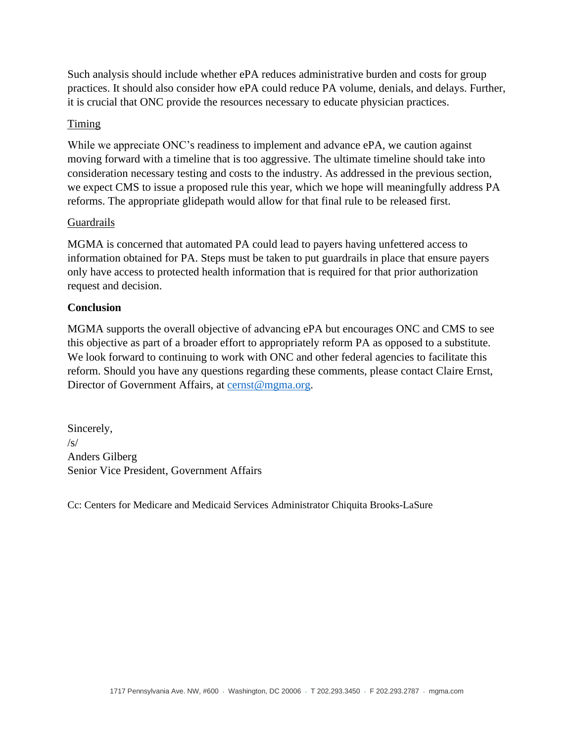Such analysis should include whether ePA reduces administrative burden and costs for group practices. It should also consider how ePA could reduce PA volume, denials, and delays. Further, it is crucial that ONC provide the resources necessary to educate physician practices.

<u>Timing</u>

While we appreciate ONC's readiness to implement and advance ePA, we caution against moving forward with a timeline that is too aggressive. The ultimate timeline should take into consideration necessary testing and costs to the industry. As addressed in the previous section, we expect CMS to issue a proposed rule this year, which we hope will meaningfully address PA reforms. The appropriate glidepath would allow for that final rule to be released first.

<u>Guardrails</u>

MGMA is concerned that automated PA could lead to payers having unfettered access to information obtained for PA. Steps must be taken to put guardrails in place that ensure payers only have access to protected health information that is required for that prior authorization request and decision.

**Conclusion**

MGMA supports the overall objective of advancing ePA but encourages ONC and CMS to see this objective as part of a broader effort to appropriately reform PA as opposed to a substitute. We look forward to continuing to work with ONC and other federal agencies to facilitate this reform. Should you have any questions regarding these comments, please contact Claire Ernst, Director of Government Affairs, at cernst@mgma.org.

Sincerely,
/s/
Anders Gilberg
Senior Vice President, Government Affairs

Cc: Centers for Medicare and Medicaid Services Administrator Chiquita Brooks-LaSure